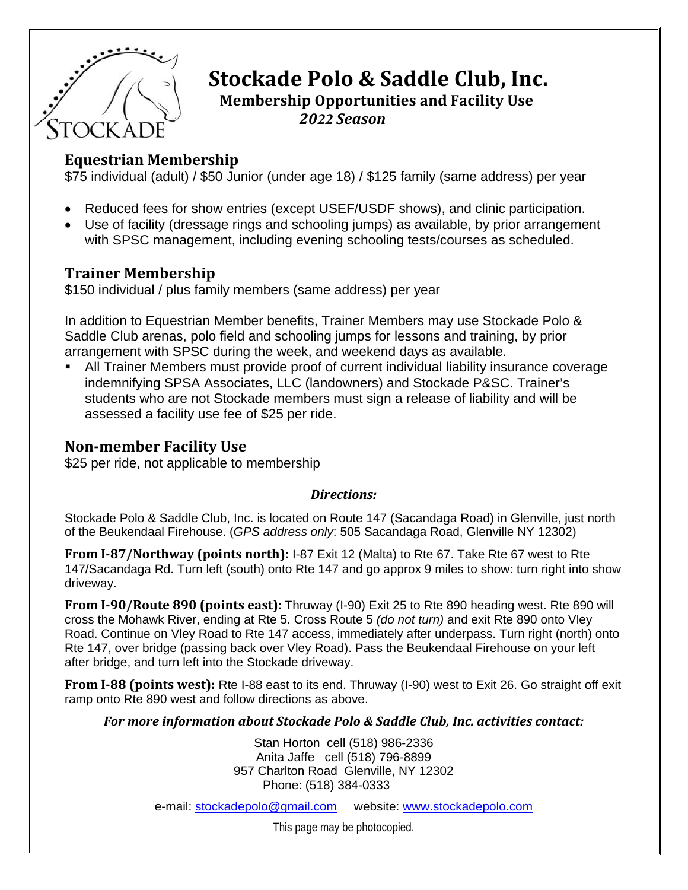# Stockade Polo & Saddle Club, Inc.

### Membership Opportunities and Facility Use

### *2022 Season*

## Equestrian Membership

$75 individual (adult) / $50 Junior (under age 18) / $125 family (same address) per year

- Reduced fees for show entries (except USEF/USDF shows), and clinic participation.
- Use of facility (dressage rings and schooling jumps) as available, by prior arrangement with SPSC management, including evening schooling tests/courses as scheduled.

## Trainer Membership

$150 individual / plus family members (same address) per year

In addition to Equestrian Member benefits, Trainer Members may use Stockade Polo & Saddle Club arenas, polo field and schooling jumps for lessons and training, by prior arrangement with SPSC during the week, and weekend days as available.

- All Trainer Members must provide proof of current individual liability insurance coverage indemnifying SPSA Associates, LLC (landowners) and Stockade P&SC. Trainer's students who are not Stockade members must sign a release of liability and will be assessed a facility use fee of $25 per ride.

## Non-member Facility Use

$25 per ride, not applicable to membership

### *Directions:*

Stockade Polo & Saddle Club, Inc. is located on Route 147 (Sacandaga Road) in Glenville, just north of the Beukendaal Firehouse. (*GPS address only*: 505 Sacandaga Road, Glenville NY 12302)

**From I-87/Northway (points north):** I-87 Exit 12 (Malta) to Rte 67. Take Rte 67 west to Rte 147/Sacandaga Rd. Turn left (south) onto Rte 147 and go approx 9 miles to show: turn right into show driveway.

**From I-90/Route 890 (points east):** Thruway (I-90) Exit 25 to Rte 890 heading west. Rte 890 will cross the Mohawk River, ending at Rte 5. Cross Route 5 *(do not turn)* and exit Rte 890 onto Vley Road. Continue on Vley Road to Rte 147 access, immediately after underpass. Turn right (north) onto Rte 147, over bridge (passing back over Vley Road). Pass the Beukendaal Firehouse on your left after bridge, and turn left into the Stockade driveway.

**From I-88 (points west):** Rte I-88 east to its end. Thruway (I-90) west to Exit 26. Go straight off exit ramp onto Rte 890 west and follow directions as above.

***For more information about Stockade Polo & Saddle Club, Inc. activities contact:***

Stan Horton cell (518) 986-2336
Anita Jaffe cell (518) 796-8899
957 Charlton Road Glenville, NY 12302
Phone: (518) 384-0333

e-mail: stockadepolo@gmail.com website: www.stockadepolo.com

This page may be photocopied.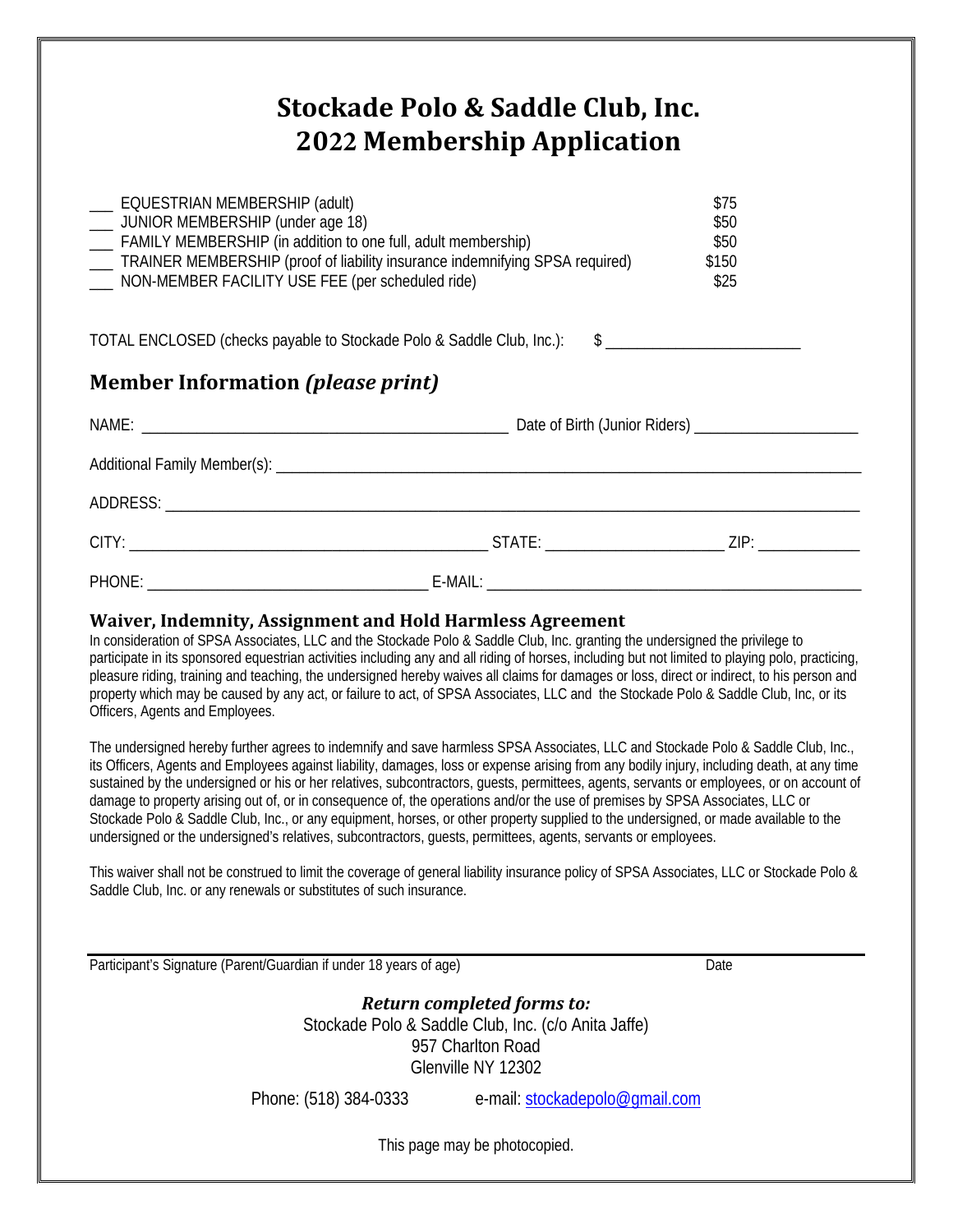# Stockade Polo & Saddle Club, Inc.
# 2022 Membership Application

| | | |
|---|---|---|
| ___ | EQUESTRIAN MEMBERSHIP (adult) | $75 |
| ___ | JUNIOR MEMBERSHIP (under age 18) | $50 |
| ___ | FAMILY MEMBERSHIP (in addition to one full, adult membership) | $50 |
| ___ | TRAINER MEMBERSHIP (proof of liability insurance indemnifying SPSA required) | $150 |
| ___ | NON-MEMBER FACILITY USE FEE (per scheduled ride) | $25 |

TOTAL ENCLOSED (checks payable to Stockade Polo & Saddle Club, Inc.): $ ______________________

## Member Information *(please print)*

NAME: ____________________________________________ Date of Birth (Junior Riders) ___________________

Additional Family Member(s): ______________________________________________________________________

ADDRESS: ______________________________________________________________________________________

CITY: ____________________________________________ STATE: ____________________ ZIP: ____________

PHONE: _________________________________ E-MAIL: ____________________________________________

### Waiver, Indemnity, Assignment and Hold Harmless Agreement

In consideration of SPSA Associates, LLC and the Stockade Polo & Saddle Club, Inc. granting the undersigned the privilege to participate in its sponsored equestrian activities including any and all riding of horses, including but not limited to playing polo, practicing, pleasure riding, training and teaching, the undersigned hereby waives all claims for damages or loss, direct or indirect, to his person and property which may be caused by any act, or failure to act, of SPSA Associates, LLC and the Stockade Polo & Saddle Club, Inc, or its Officers, Agents and Employees.

The undersigned hereby further agrees to indemnify and save harmless SPSA Associates, LLC and Stockade Polo & Saddle Club, Inc., its Officers, Agents and Employees against liability, damages, loss or expense arising from any bodily injury, including death, at any time sustained by the undersigned or his or her relatives, subcontractors, guests, permittees, agents, servants or employees, or on account of damage to property arising out of, or in consequence of, the operations and/or the use of premises by SPSA Associates, LLC or Stockade Polo & Saddle Club, Inc., or any equipment, horses, or other property supplied to the undersigned, or made available to the undersigned or the undersigned's relatives, subcontractors, guests, permittees, agents, servants or employees.

This waiver shall not be construed to limit the coverage of general liability insurance policy of SPSA Associates, LLC or Stockade Polo & Saddle Club, Inc. or any renewals or substitutes of such insurance.

______________________________________________________________________________________________

Participant's Signature (Parent/Guardian if under 18 years of age) Date

***Return completed forms to:***

Stockade Polo & Saddle Club, Inc. (c/o Anita Jaffe)
957 Charlton Road
Glenville NY 12302

Phone: (518) 384-0333 e-mail: stockadepolo@gmail.com

This page may be photocopied.